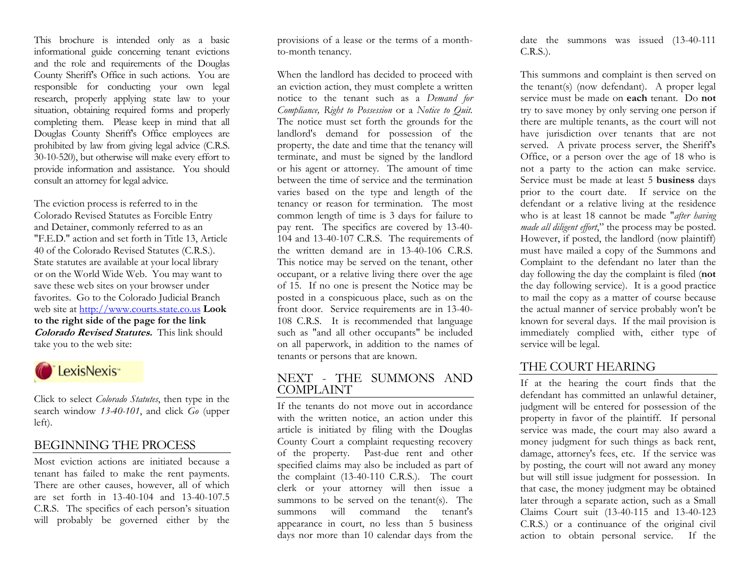This brochure is intended only as a basic informational guide concerning tenant evictions and the role and requirements of the Douglas County Sheriff's Office in such actions. You are responsible for conducting your own legal research, properly applying state law to your situation, obtaining required forms and properly completing them. Please keep in mind that all Douglas County Sheriff's Office employees are prohibited by law from giving legal advice (C.R.S. 30-10-520), but otherwise will make every effort to provide information and assistance. You should consult an attorney for legal advice.

The eviction process is referred to in the Colorado Revised Statutes as Forcible Entry and Detainer, commonly referred to as an "F.E.D." action and set forth in Title 13, Article 40 of the Colorado Revised Statutes (C.R.S.). State statutes are available at your local library or on the World Wide Web. You may want to save these web sites on your browser under favorites. Go to the Colorado Judicial Branch web site at http://www.courts.state.co.us **Look to the right side of the page for the link *Colorado Revised Statutes.*** This link should take you to the web site:

LexisNexis™

Click to select *Colorado Statutes*, then type in the search window *13-40-101*, and click *Go* (upper left).

## BEGINNING THE PROCESS

Most eviction actions are initiated because a tenant has failed to make the rent payments. There are other causes, however, all of which are set forth in 13-40-104 and 13-40-107.5 C.R.S. The specifics of each person's situation will probably be governed either by the provisions of a lease or the terms of a month-to-month tenancy.

When the landlord has decided to proceed with an eviction action, they must complete a written notice to the tenant such as a *Demand for Compliance, Right to Possession* or a *Notice to Quit.* The notice must set forth the grounds for the landlord's demand for possession of the property, the date and time that the tenancy will terminate, and must be signed by the landlord or his agent or attorney. The amount of time between the time of service and the termination varies based on the type and length of the tenancy or reason for termination. The most common length of time is 3 days for failure to pay rent. The specifics are covered by 13-40-104 and 13-40-107 C.R.S. The requirements of the written demand are in 13-40-106 C.R.S. This notice may be served on the tenant, other occupant, or a relative living there over the age of 15. If no one is present the Notice may be posted in a conspicuous place, such as on the front door. Service requirements are in 13-40-108 C.R.S. It is recommended that language such as "and all other occupants" be included on all paperwork, in addition to the names of tenants or persons that are known.

## NEXT - THE SUMMONS AND COMPLAINT

If the tenants do not move out in accordance with the written notice, an action under this article is initiated by filing with the Douglas County Court a complaint requesting recovery of the property. Past-due rent and other specified claims may also be included as part of the complaint (13-40-110 C.R.S.). The court clerk or your attorney will then issue a summons to be served on the tenant(s). The summons will command the tenant's appearance in court, no less than 5 business days nor more than 10 calendar days from the date the summons was issued (13-40-111 C.R.S.).

This summons and complaint is then served on the tenant(s) (now defendant). A proper legal service must be made on **each** tenant. Do **not** try to save money by only serving one person if there are multiple tenants, as the court will not have jurisdiction over tenants that are not served. A private process server, the Sheriff's Office, or a person over the age of 18 who is not a party to the action can make service. Service must be made at least 5 **business** days prior to the court date. If service on the defendant or a relative living at the residence who is at least 18 cannot be made "*after having made all diligent effort*," the process may be posted. However, if posted, the landlord (now plaintiff) must have mailed a copy of the Summons and Complaint to the defendant no later than the day following the day the complaint is filed (**not** the day following service). It is a good practice to mail the copy as a matter of course because the actual manner of service probably won't be known for several days. If the mail provision is immediately complied with, either type of service will be legal.

## THE COURT HEARING

If at the hearing the court finds that the defendant has committed an unlawful detainer, judgment will be entered for possession of the property in favor of the plaintiff. If personal service was made, the court may also award a money judgment for such things as back rent, damage, attorney's fees, etc. If the service was by posting, the court will not award any money but will still issue judgment for possession. In that case, the money judgment may be obtained later through a separate action, such as a Small Claims Court suit (13-40-115 and 13-40-123 C.R.S.) or a continuance of the original civil action to obtain personal service. If the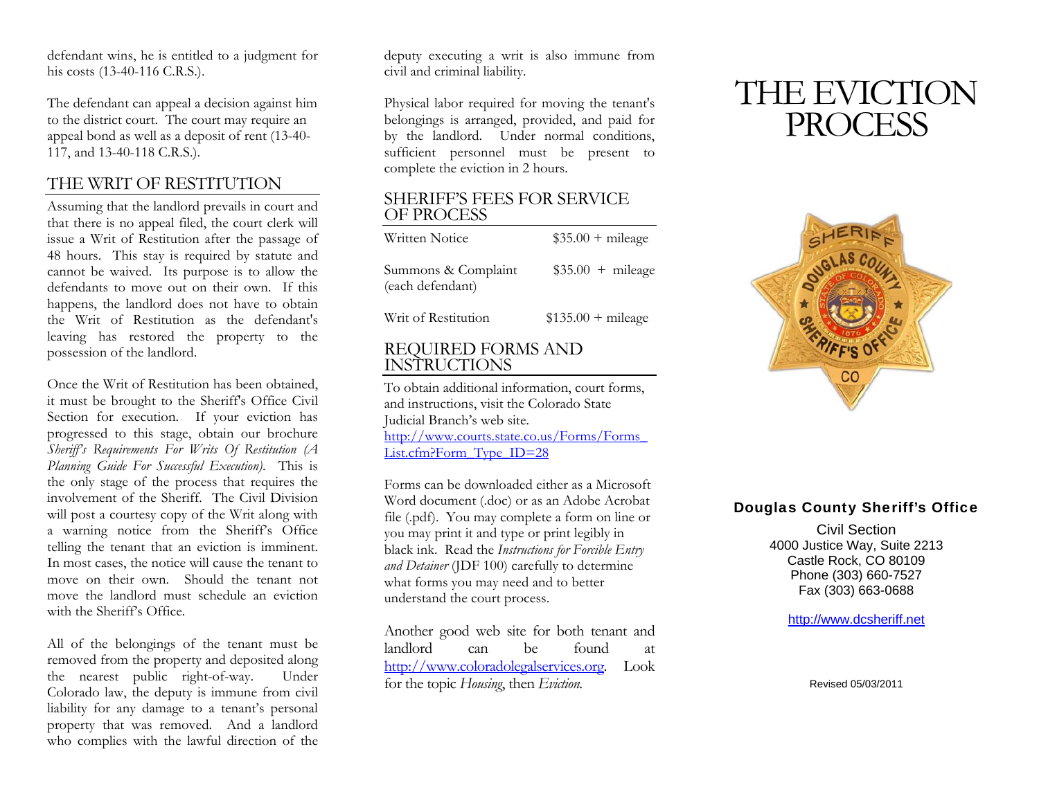defendant wins, he is entitled to a judgment for his costs (13-40-116 C.R.S.).

The defendant can appeal a decision against him to the district court. The court may require an appeal bond as well as a deposit of rent (13-40-117, and 13-40-118 C.R.S.).

## THE WRIT OF RESTITUTION

Assuming that the landlord prevails in court and that there is no appeal filed, the court clerk will issue a Writ of Restitution after the passage of 48 hours. This stay is required by statute and cannot be waived. Its purpose is to allow the defendants to move out on their own. If this happens, the landlord does not have to obtain the Writ of Restitution as the defendant's leaving has restored the property to the possession of the landlord.

Once the Writ of Restitution has been obtained, it must be brought to the Sheriff's Office Civil Section for execution. If your eviction has progressed to this stage, obtain our brochure *Sheriff's Requirements For Writs Of Restitution (A Planning Guide For Successful Execution)*. This is the only stage of the process that requires the involvement of the Sheriff. The Civil Division will post a courtesy copy of the Writ along with a warning notice from the Sheriff's Office telling the tenant that an eviction is imminent. In most cases, the notice will cause the tenant to move on their own. Should the tenant not move the landlord must schedule an eviction with the Sheriff's Office.

All of the belongings of the tenant must be removed from the property and deposited along the nearest public right-of-way. Under Colorado law, the deputy is immune from civil liability for any damage to a tenant's personal property that was removed. And a landlord who complies with the lawful direction of the deputy executing a writ is also immune from civil and criminal liability.

Physical labor required for moving the tenant's belongings is arranged, provided, and paid for by the landlord. Under normal conditions, sufficient personnel must be present to complete the eviction in 2 hours.

## SHERIFF'S FEES FOR SERVICE OF PROCESS

| | |
|---|---|
| Written Notice | $35.00 + mileage |
| Summons & Complaint (each defendant) | $35.00 + mileage |
| Writ of Restitution | $135.00 + mileage |

## REQUIRED FORMS AND INSTRUCTIONS

To obtain additional information, court forms, and instructions, visit the Colorado State Judicial Branch's web site. http://www.courts.state.co.us/Forms/Forms_List.cfm?Form_Type_ID=28

Forms can be downloaded either as a Microsoft Word document (.doc) or as an Adobe Acrobat file (.pdf). You may complete a form on line or you may print it and type or print legibly in black ink. Read the *Instructions for Forcible Entry and Detainer* (JDF 100) carefully to determine what forms you may need and to better understand the court process.

Another good web site for both tenant and landlord can be found at http://www.coloradolegalservices.org. Look for the topic *Housing*, then *Eviction.*

# THE EVICTION PROCESS

**Douglas County Sheriff's Office**

Civil Section
4000 Justice Way, Suite 2213
Castle Rock, CO 80109
Phone (303) 660-7527
Fax (303) 663-0688

http://www.dcsheriff.net

Revised 05/03/2011